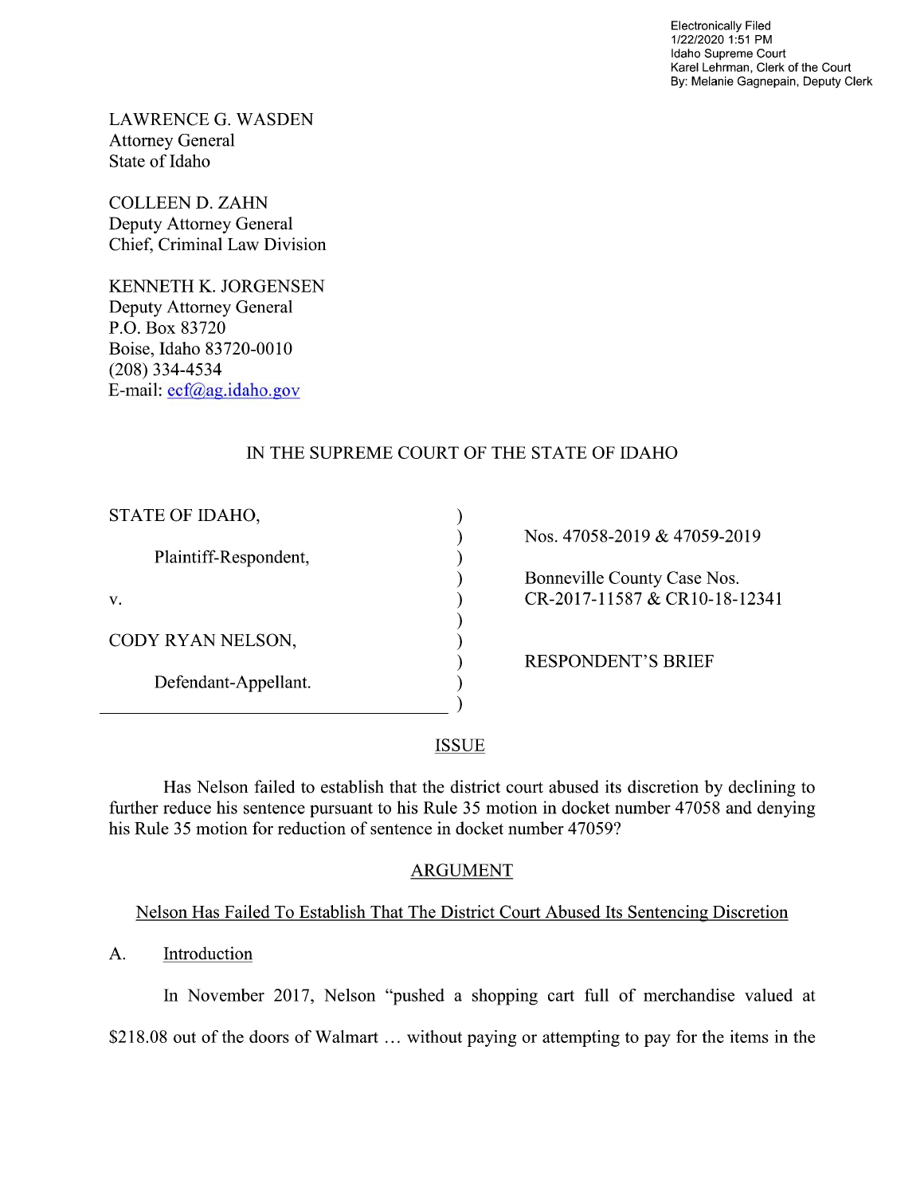Electronically Filed
1/22/2020 1:51 PM
Idaho Supreme Court
Karel Lehrman, Clerk of the Court
By: Melanie Gagnepain, Deputy Clerk

LAWRENCE G. WASDEN
Attorney General
State of Idaho

COLLEEN D. ZAHN
Deputy Attorney General
Chief, Criminal Law Division

KENNETH K. JORGENSEN
Deputy Attorney General
P.O. Box 83720
Boise, Idaho 83720-0010
(208) 334-4534
E-mail: ecf@ag.idaho.gov

IN THE SUPREME COURT OF THE STATE OF IDAHO

| | |
|---|---|
| STATE OF IDAHO,<br><br>Plaintiff-Respondent,<br><br>v.<br><br>CODY RYAN NELSON,<br><br>Defendant-Appellant. | Nos. 47058-2019 & 47059-2019<br><br>Bonneville County Case Nos. CR-2017-11587 & CR10-18-12341<br><br>RESPONDENT'S BRIEF |

## ISSUE

Has Nelson failed to establish that the district court abused its discretion by declining to further reduce his sentence pursuant to his Rule 35 motion in docket number 47058 and denying his Rule 35 motion for reduction of sentence in docket number 47059?

## ARGUMENT

### Nelson Has Failed To Establish That The District Court Abused Its Sentencing Discretion

A. Introduction

In November 2017, Nelson "pushed a shopping cart full of merchandise valued at $218.08 out of the doors of Walmart … without paying or attempting to pay for the items in the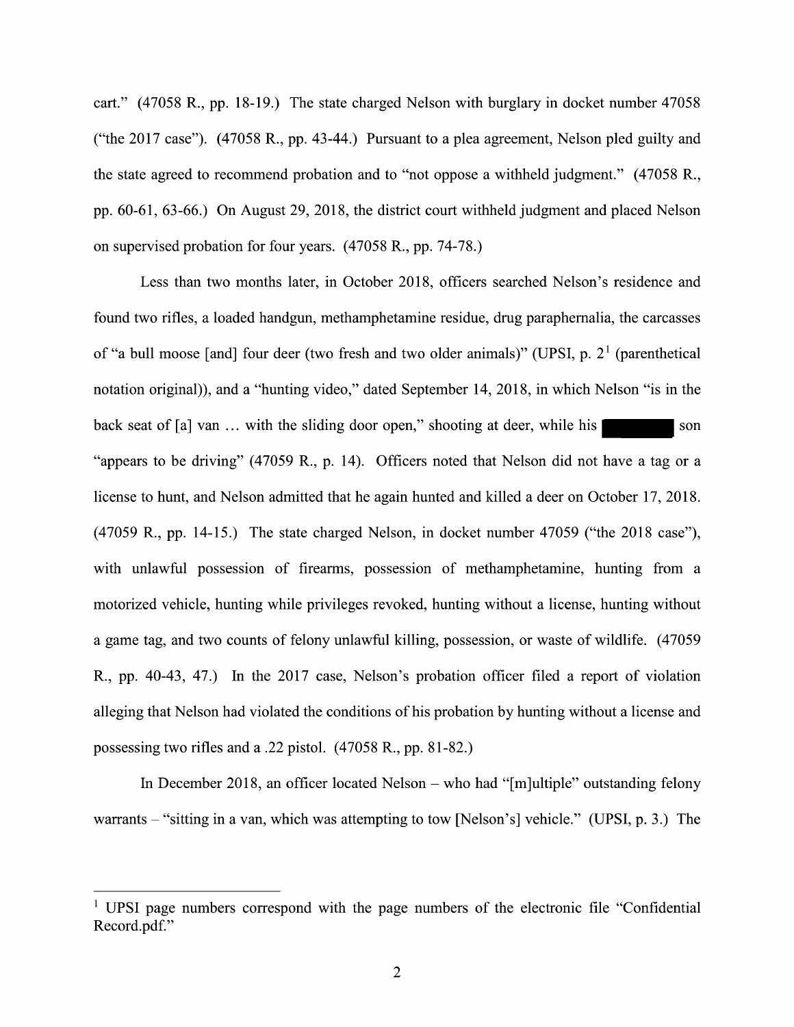cart." (47058 R., pp. 18-19.) The state charged Nelson with burglary in docket number 47058 ("the 2017 case"). (47058 R., pp. 43-44.) Pursuant to a plea agreement, Nelson pled guilty and the state agreed to recommend probation and to "not oppose a withheld judgment." (47058 R., pp. 60-61, 63-66.) On August 29, 2018, the district court withheld judgment and placed Nelson on supervised probation for four years. (47058 R., pp. 74-78.)

Less than two months later, in October 2018, officers searched Nelson's residence and found two rifles, a loaded handgun, methamphetamine residue, drug paraphernalia, the carcasses of "a bull moose [and] four deer (two fresh and two older animals)" (UPSI, p. 2[1] (parenthetical notation original)), and a "hunting video," dated September 14, 2018, in which Nelson "is in the back seat of [a] van ... with the sliding door open," shooting at deer, while his [redacted] son "appears to be driving" (47059 R., p. 14). Officers noted that Nelson did not have a tag or a license to hunt, and Nelson admitted that he again hunted and killed a deer on October 17, 2018. (47059 R., pp. 14-15.) The state charged Nelson, in docket number 47059 ("the 2018 case"), with unlawful possession of firearms, possession of methamphetamine, hunting from a motorized vehicle, hunting while privileges revoked, hunting without a license, hunting without a game tag, and two counts of felony unlawful killing, possession, or waste of wildlife. (47059 R., pp. 40-43, 47.) In the 2017 case, Nelson's probation officer filed a report of violation alleging that Nelson had violated the conditions of his probation by hunting without a license and possessing two rifles and a .22 pistol. (47058 R., pp. 81-82.)

In December 2018, an officer located Nelson – who had "[m]ultiple" outstanding felony warrants – "sitting in a van, which was attempting to tow [Nelson's] vehicle." (UPSI, p. 3.) The

---

[1] UPSI page numbers correspond with the page numbers of the electronic file "Confidential Record.pdf."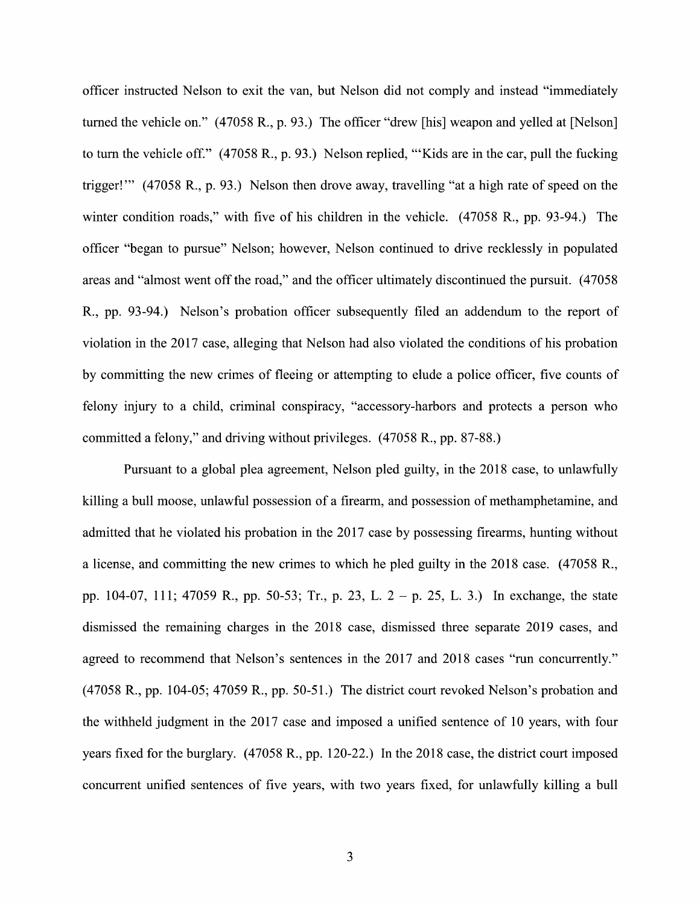officer instructed Nelson to exit the van, but Nelson did not comply and instead "immediately turned the vehicle on." (47058 R., p. 93.) The officer "drew [his] weapon and yelled at [Nelson] to turn the vehicle off." (47058 R., p. 93.) Nelson replied, "'Kids are in the car, pull the fucking trigger!'" (47058 R., p. 93.) Nelson then drove away, travelling "at a high rate of speed on the winter condition roads," with five of his children in the vehicle. (47058 R., pp. 93-94.) The officer "began to pursue" Nelson; however, Nelson continued to drive recklessly in populated areas and "almost went off the road," and the officer ultimately discontinued the pursuit. (47058 R., pp. 93-94.) Nelson's probation officer subsequently filed an addendum to the report of violation in the 2017 case, alleging that Nelson had also violated the conditions of his probation by committing the new crimes of fleeing or attempting to elude a police officer, five counts of felony injury to a child, criminal conspiracy, "accessory-harbors and protects a person who committed a felony," and driving without privileges. (47058 R., pp. 87-88.)

Pursuant to a global plea agreement, Nelson pled guilty, in the 2018 case, to unlawfully killing a bull moose, unlawful possession of a firearm, and possession of methamphetamine, and admitted that he violated his probation in the 2017 case by possessing firearms, hunting without a license, and committing the new crimes to which he pled guilty in the 2018 case. (47058 R., pp. 104-07, 111; 47059 R., pp. 50-53; Tr., p. 23, L. 2 – p. 25, L. 3.) In exchange, the state dismissed the remaining charges in the 2018 case, dismissed three separate 2019 cases, and agreed to recommend that Nelson's sentences in the 2017 and 2018 cases "run concurrently." (47058 R., pp. 104-05; 47059 R., pp. 50-51.) The district court revoked Nelson's probation and the withheld judgment in the 2017 case and imposed a unified sentence of 10 years, with four years fixed for the burglary. (47058 R., pp. 120-22.) In the 2018 case, the district court imposed concurrent unified sentences of five years, with two years fixed, for unlawfully killing a bull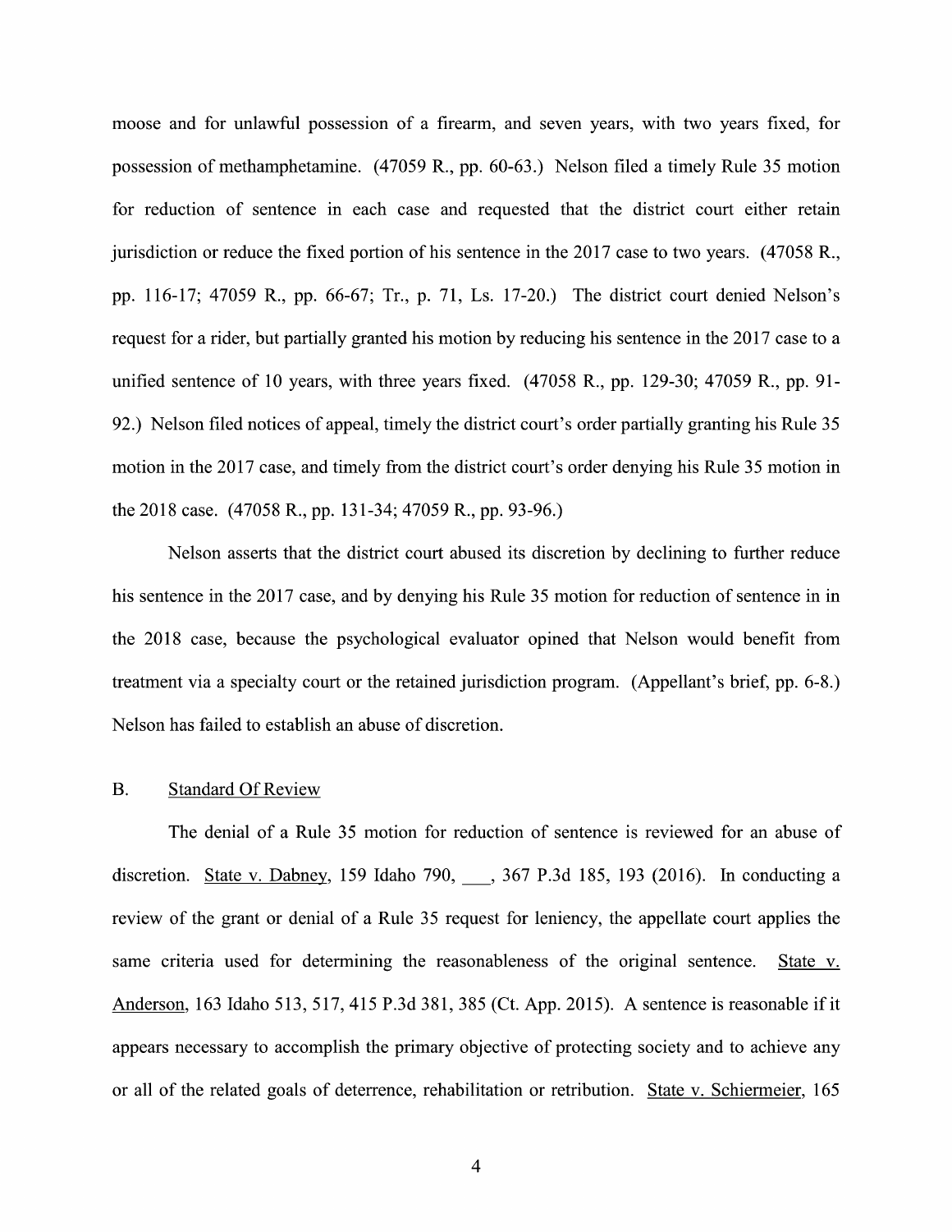moose and for unlawful possession of a firearm, and seven years, with two years fixed, for possession of methamphetamine. (47059 R., pp. 60-63.) Nelson filed a timely Rule 35 motion for reduction of sentence in each case and requested that the district court either retain jurisdiction or reduce the fixed portion of his sentence in the 2017 case to two years. (47058 R., pp. 116-17; 47059 R., pp. 66-67; Tr., p. 71, Ls. 17-20.) The district court denied Nelson's request for a rider, but partially granted his motion by reducing his sentence in the 2017 case to a unified sentence of 10 years, with three years fixed. (47058 R., pp. 129-30; 47059 R., pp. 91-92.) Nelson filed notices of appeal, timely the district court's order partially granting his Rule 35 motion in the 2017 case, and timely from the district court's order denying his Rule 35 motion in the 2018 case. (47058 R., pp. 131-34; 47059 R., pp. 93-96.)

Nelson asserts that the district court abused its discretion by declining to further reduce his sentence in the 2017 case, and by denying his Rule 35 motion for reduction of sentence in in the 2018 case, because the psychological evaluator opined that Nelson would benefit from treatment via a specialty court or the retained jurisdiction program. (Appellant's brief, pp. 6-8.) Nelson has failed to establish an abuse of discretion.

## B. Standard Of Review

The denial of a Rule 35 motion for reduction of sentence is reviewed for an abuse of discretion. State v. Dabney, 159 Idaho 790, ___, 367 P.3d 185, 193 (2016). In conducting a review of the grant or denial of a Rule 35 request for leniency, the appellate court applies the same criteria used for determining the reasonableness of the original sentence. State v. Anderson, 163 Idaho 513, 517, 415 P.3d 381, 385 (Ct. App. 2015). A sentence is reasonable if it appears necessary to accomplish the primary objective of protecting society and to achieve any or all of the related goals of deterrence, rehabilitation or retribution. State v. Schiermeier, 165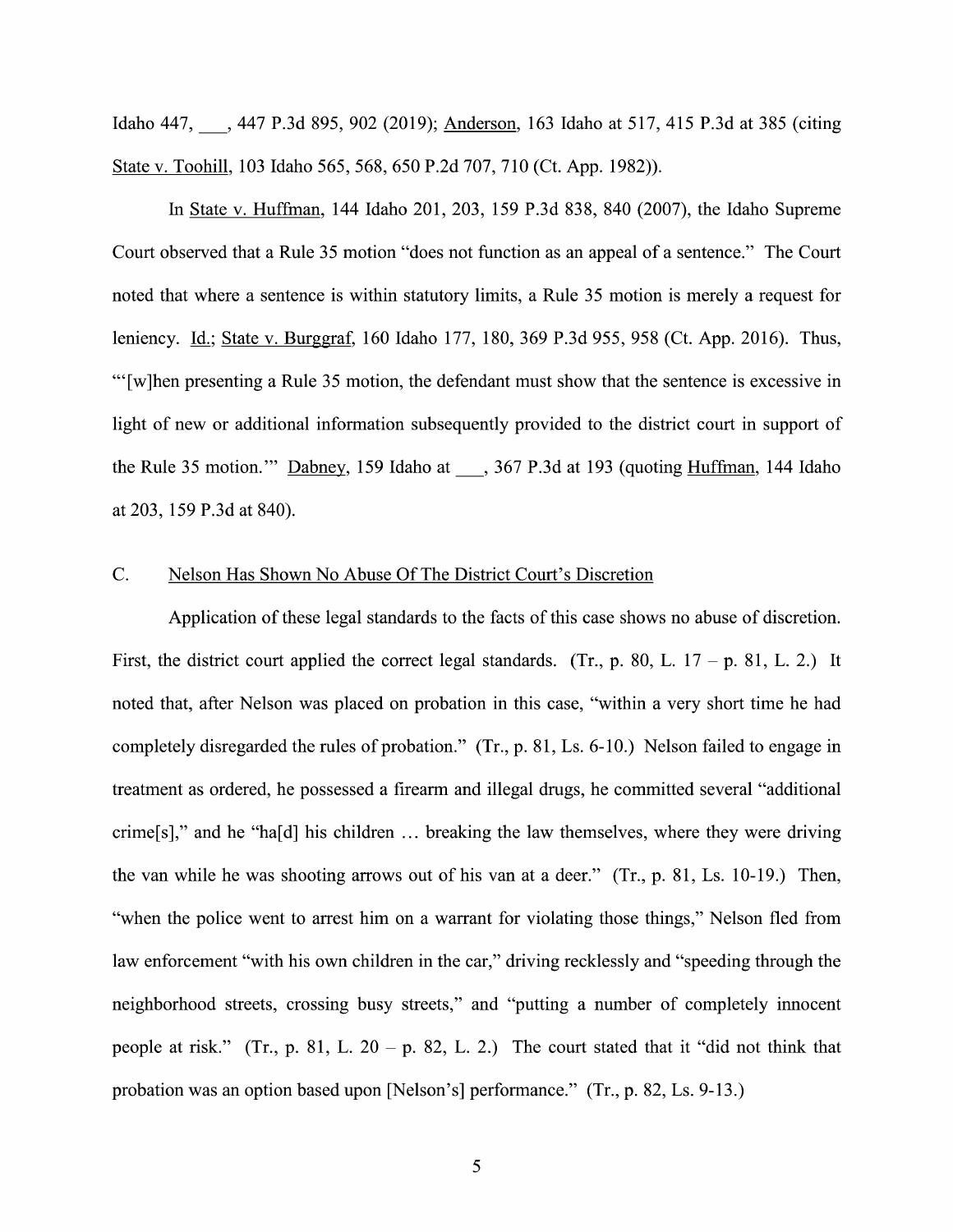Idaho 447, ___, 447 P.3d 895, 902 (2019); Anderson, 163 Idaho at 517, 415 P.3d at 385 (citing State v. Toohill, 103 Idaho 565, 568, 650 P.2d 707, 710 (Ct. App. 1982)).

In State v. Huffman, 144 Idaho 201, 203, 159 P.3d 838, 840 (2007), the Idaho Supreme Court observed that a Rule 35 motion "does not function as an appeal of a sentence." The Court noted that where a sentence is within statutory limits, a Rule 35 motion is merely a request for leniency. Id.; State v. Burggraf, 160 Idaho 177, 180, 369 P.3d 955, 958 (Ct. App. 2016). Thus, "'[w]hen presenting a Rule 35 motion, the defendant must show that the sentence is excessive in light of new or additional information subsequently provided to the district court in support of the Rule 35 motion.'" Dabney, 159 Idaho at ___, 367 P.3d at 193 (quoting Huffman, 144 Idaho at 203, 159 P.3d at 840).

## C. Nelson Has Shown No Abuse Of The District Court's Discretion

Application of these legal standards to the facts of this case shows no abuse of discretion. First, the district court applied the correct legal standards. (Tr., p. 80, L. 17 – p. 81, L. 2.) It noted that, after Nelson was placed on probation in this case, "within a very short time he had completely disregarded the rules of probation." (Tr., p. 81, Ls. 6-10.) Nelson failed to engage in treatment as ordered, he possessed a firearm and illegal drugs, he committed several "additional crime[s]," and he "ha[d] his children … breaking the law themselves, where they were driving the van while he was shooting arrows out of his van at a deer." (Tr., p. 81, Ls. 10-19.) Then, "when the police went to arrest him on a warrant for violating those things," Nelson fled from law enforcement "with his own children in the car," driving recklessly and "speeding through the neighborhood streets, crossing busy streets," and "putting a number of completely innocent people at risk." (Tr., p. 81, L. 20 – p. 82, L. 2.) The court stated that it "did not think that probation was an option based upon [Nelson's] performance." (Tr., p. 82, Ls. 9-13.)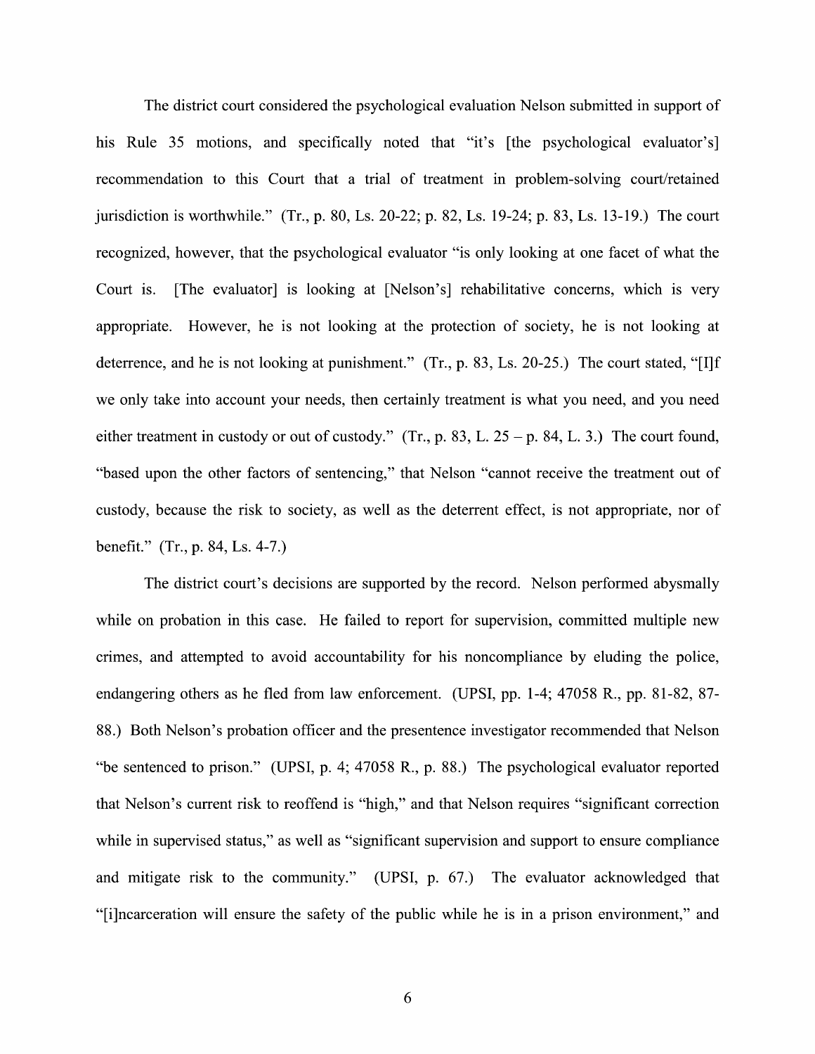The district court considered the psychological evaluation Nelson submitted in support of his Rule 35 motions, and specifically noted that "it's [the psychological evaluator's] recommendation to this Court that a trial of treatment in problem-solving court/retained jurisdiction is worthwhile." (Tr., p. 80, Ls. 20-22; p. 82, Ls. 19-24; p. 83, Ls. 13-19.) The court recognized, however, that the psychological evaluator "is only looking at one facet of what the Court is. [The evaluator] is looking at [Nelson's] rehabilitative concerns, which is very appropriate. However, he is not looking at the protection of society, he is not looking at deterrence, and he is not looking at punishment." (Tr., p. 83, Ls. 20-25.) The court stated, "[I]f we only take into account your needs, then certainly treatment is what you need, and you need either treatment in custody or out of custody." (Tr., p. 83, L. 25 – p. 84, L. 3.) The court found, "based upon the other factors of sentencing," that Nelson "cannot receive the treatment out of custody, because the risk to society, as well as the deterrent effect, is not appropriate, nor of benefit." (Tr., p. 84, Ls. 4-7.)

The district court's decisions are supported by the record. Nelson performed abysmally while on probation in this case. He failed to report for supervision, committed multiple new crimes, and attempted to avoid accountability for his noncompliance by eluding the police, endangering others as he fled from law enforcement. (UPSI, pp. 1-4; 47058 R., pp. 81-82, 87-88.) Both Nelson's probation officer and the presentence investigator recommended that Nelson "be sentenced to prison." (UPSI, p. 4; 47058 R., p. 88.) The psychological evaluator reported that Nelson's current risk to reoffend is "high," and that Nelson requires "significant correction while in supervised status," as well as "significant supervision and support to ensure compliance and mitigate risk to the community." (UPSI, p. 67.) The evaluator acknowledged that "[i]ncarceration will ensure the safety of the public while he is in a prison environment," and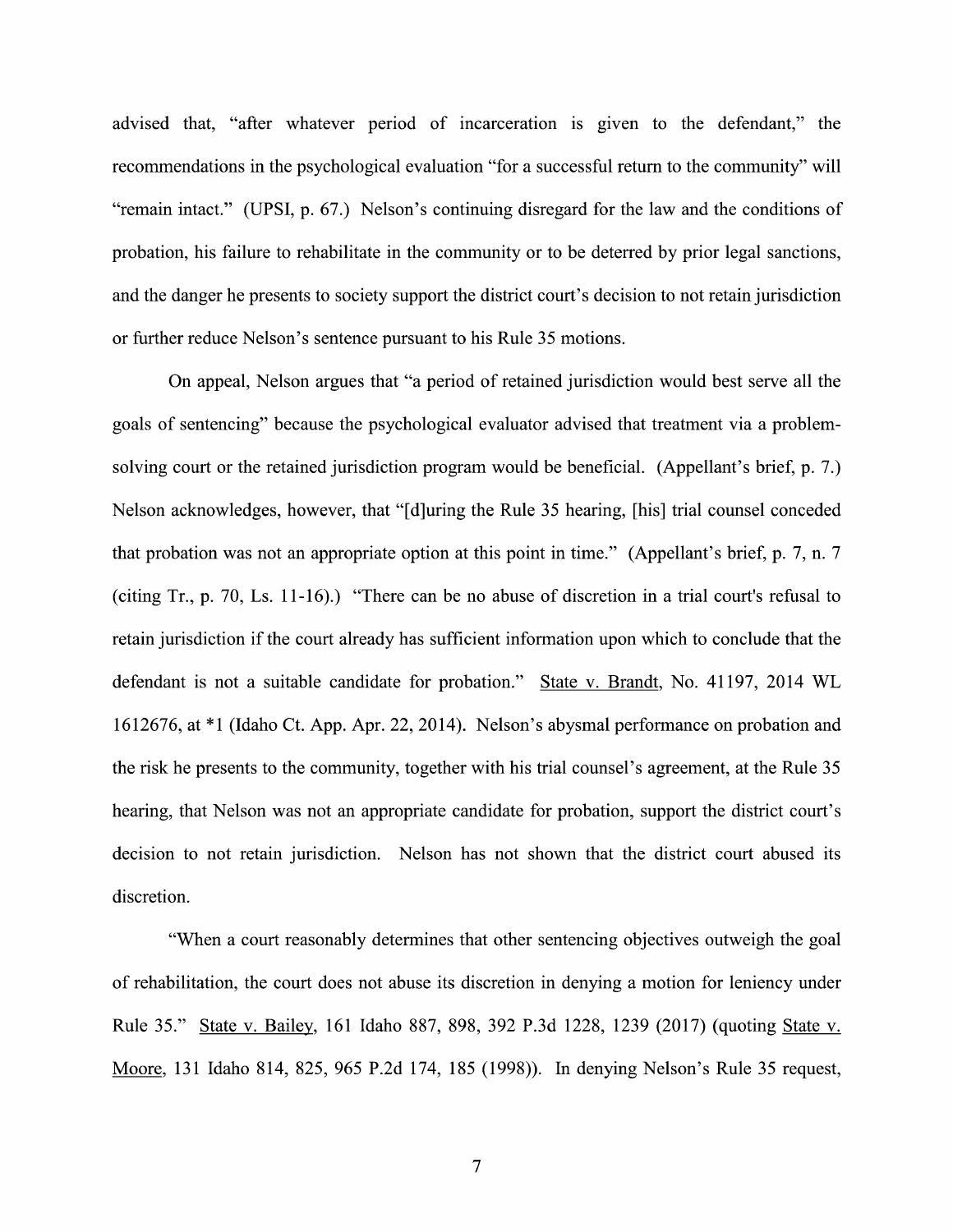advised that, "after whatever period of incarceration is given to the defendant," the recommendations in the psychological evaluation "for a successful return to the community" will "remain intact." (UPSI, p. 67.) Nelson's continuing disregard for the law and the conditions of probation, his failure to rehabilitate in the community or to be deterred by prior legal sanctions, and the danger he presents to society support the district court's decision to not retain jurisdiction or further reduce Nelson's sentence pursuant to his Rule 35 motions.

On appeal, Nelson argues that "a period of retained jurisdiction would best serve all the goals of sentencing" because the psychological evaluator advised that treatment via a problem-solving court or the retained jurisdiction program would be beneficial. (Appellant's brief, p. 7.) Nelson acknowledges, however, that "[d]uring the Rule 35 hearing, [his] trial counsel conceded that probation was not an appropriate option at this point in time." (Appellant's brief, p. 7, n. 7 (citing Tr., p. 70, Ls. 11-16).) "There can be no abuse of discretion in a trial court's refusal to retain jurisdiction if the court already has sufficient information upon which to conclude that the defendant is not a suitable candidate for probation." State v. Brandt, No. 41197, 2014 WL 1612676, at *1 (Idaho Ct. App. Apr. 22, 2014). Nelson's abysmal performance on probation and the risk he presents to the community, together with his trial counsel's agreement, at the Rule 35 hearing, that Nelson was not an appropriate candidate for probation, support the district court's decision to not retain jurisdiction. Nelson has not shown that the district court abused its discretion.

"When a court reasonably determines that other sentencing objectives outweigh the goal of rehabilitation, the court does not abuse its discretion in denying a motion for leniency under Rule 35." State v. Bailey, 161 Idaho 887, 898, 392 P.3d 1228, 1239 (2017) (quoting State v. Moore, 131 Idaho 814, 825, 965 P.2d 174, 185 (1998)). In denying Nelson's Rule 35 request,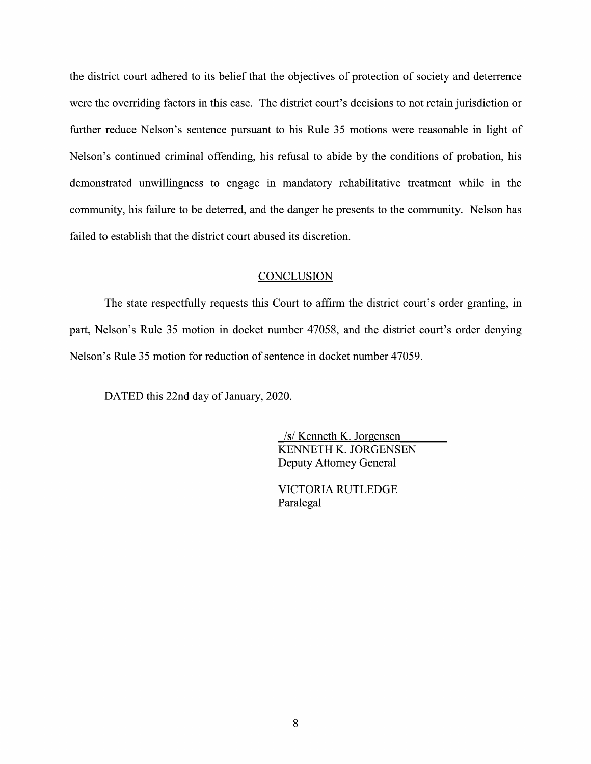the district court adhered to its belief that the objectives of protection of society and deterrence were the overriding factors in this case. The district court's decisions to not retain jurisdiction or further reduce Nelson's sentence pursuant to his Rule 35 motions were reasonable in light of Nelson's continued criminal offending, his refusal to abide by the conditions of probation, his demonstrated unwillingness to engage in mandatory rehabilitative treatment while in the community, his failure to be deterred, and the danger he presents to the community. Nelson has failed to establish that the district court abused its discretion.

## CONCLUSION

The state respectfully requests this Court to affirm the district court's order granting, in part, Nelson's Rule 35 motion in docket number 47058, and the district court's order denying Nelson's Rule 35 motion for reduction of sentence in docket number 47059.

DATED this 22nd day of January, 2020.

/s/ Kenneth K. Jorgensen
KENNETH K. JORGENSEN
Deputy Attorney General

VICTORIA RUTLEDGE
Paralegal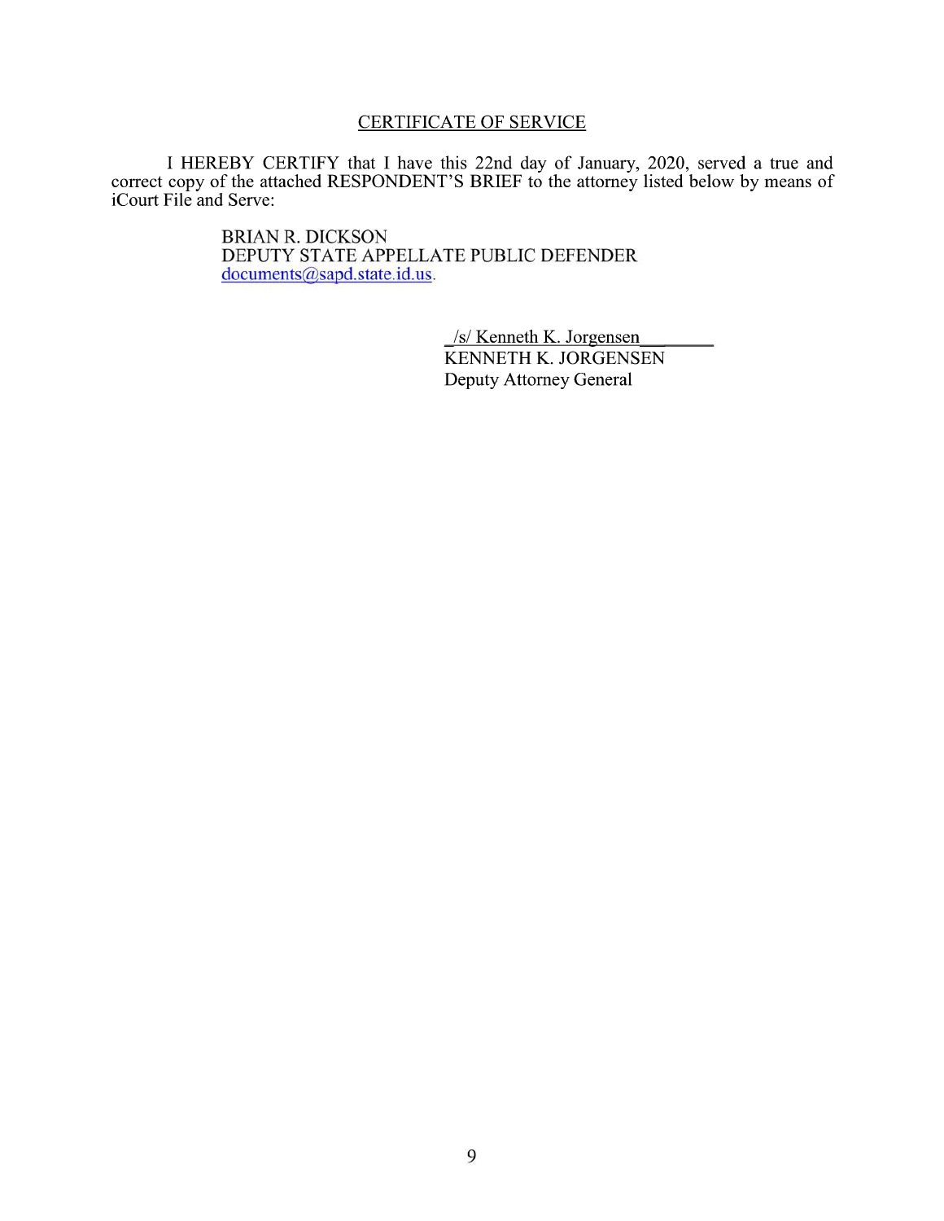## CERTIFICATE OF SERVICE

I HEREBY CERTIFY that I have this 22nd day of January, 2020, served a true and correct copy of the attached RESPONDENT'S BRIEF to the attorney listed below by means of iCourt File and Serve:

BRIAN R. DICKSON
DEPUTY STATE APPELLATE PUBLIC DEFENDER
documents@sapd.state.id.us.

_/s/ Kenneth K. Jorgensen________
KENNETH K. JORGENSEN
Deputy Attorney General